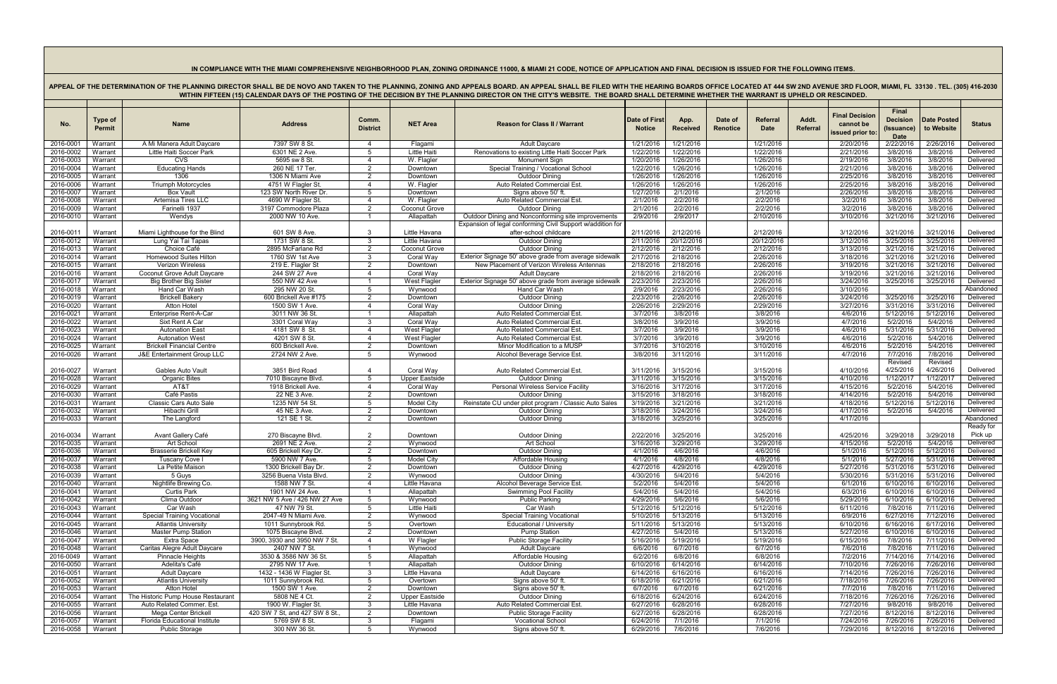IN COMPLIANCE WITH THE MIAMI COMPREHENSIVE NEIGHBORHOOD PLAN, ZONING ORDINANCE 11000, & MIAMI 21 CODE, NOTICE OF APPLICATION AND FINAL DECISION IS ISSUED FOR THE FOLLOWING ITEMS.

APPEAL OF THE DETERMINATION OF THE PLANNING DIRECTOR SHALL BE DE NOVO AND TAKEN TO THE PLANNING, ZONING AND APPEALS BOARD. AN APPEAL SHALL BE FILED WITH THE HEARING BOARDS OFFICE LOCATED AT 444 SW 2ND AVENUE 3RD FLOOR, MIAMI, FL 33130 . TEL. (305) 416-2030 WITHIN FIFTEEN (15) CALENDAR DAYS OF THE POSTING OF THE DECISION BY THE PLANNING DIRECTOR ON THE CITY'S WEBSITE. THE BOARD SHALL DETERMINE WHETHER THE WARRANT IS UPHELD OR RESCINDED.

| No. | Type of Permit | Name | Address | Comm. District | NET Area | Reason for Class II / Warrant | Date of First Notice | App. Received | Date of Renotice | Referral Date | Addt. Referral | Final Decision cannot be issued prior to: | Final Decision (Issuance) Date | Date Posted to Website | Status |
|---|---|---|---|---|---|---|---|---|---|---|---|---|---|---|---|
| 2016-0001 | Warrant | A Mi Manera Adult Daycare | 7397 SW 8 St. | 4 | Flagami | Adult Daycare | 1/21/2016 | 1/21/2016 | | 1/21/2016 | | 2/20/2016 | 2/22/2016 | 2/26/2016 | Delivered |
| 2016-0002 | Warrant | Little Haiti Soccer Park | 6301 NE 2 Ave. | 5 | Little Haiti | Renovations to existing Little Haiti Soccer Park | 1/22/2016 | 1/22/2016 | | 1/22/2016 | | 2/21/2016 | 3/8/2016 | 3/8/2016 | Delivered |
| 2016-0003 | Warrant | CVS | 5695 sw 8 St. | 4 | W. Flagler | Monument Sign | 1/20/2016 | 1/26/2016 | | 1/26/2016 | | 2/19/2016 | 3/8/2016 | 3/8/2016 | Delivered |
| 2016-0004 | Warrant | Educating Hands | 260 NE 17 Ter. | 2 | Downtown | Special Training / Vocational School | 1/22/2016 | 1/26/2016 | | 1/26/2016 | | 2/21/2016 | 3/8/2016 | 3/8/2016 | Delivered |
| 2016-0005 | Warrant | 1306 | 1306 N Miami Ave | 2 | Downtown | Outdoor Dining | 1/26/2016 | 1/26/2016 | | 1/26/2016 | | 2/25/2016 | 3/8/2016 | 3/8/2016 | Delivered |
| 2016-0006 | Warrant | Triumph Motorcycles | 4751 W Flagler St. | 4 | W. Flagler | Auto Related Commercial Est. | 1/26/2016 | 1/26/2016 | | 1/26/2016 | | 2/25/2016 | 3/8/2016 | 3/8/2016 | Delivered |
| 2016-0007 | Warrant | Box Vault | 123 SW North River Dr. | 5 | Downtown | Signs above 50' ft. | 1/27/2016 | 2/1/2016 | | 2/1/2016 | | 2/26/2016 | 3/8/2016 | 3/8/2016 | Delivered |
| 2016-0008 | Warrant | Artemisa Tires LLC | 4690 W Flagler St. | 4 | W. Flagler | Auto Related Commercial Est. | 2/1/2016 | 2/2/2016 | | 2/2/2016 | | 3/2/2016 | 3/8/2016 | 3/8/2016 | Delivered |
| 2016-0009 | Warrant | Farinelli 1937 | 3197 Commodore Plaza | 2 | Coconut Grove | Outdoor Dining | 2/1/2016 | 2/2/2016 | | 2/2/2016 | | 3/2/2016 | 3/8/2016 | 3/8/2016 | Delivered |
| 2016-0010 | Warrant | Wendys | 2000 NW 10 Ave. | 1 | Allapattah | Outdoor Dining and Nonconforming site improvements | 2/9/2016 | 2/9/2017 | | 2/10/2016 | | 3/10/2016 | 3/21/2016 | 3/21/2016 | Delivered |
| 2016-0011 | Warrant | Miami Lighthouse for the Blind | 601 SW 8 Ave. | 3 | Little Havana | Expansion of legal conforming Civil Support w/addition for after-school childcare | 2/11/2016 | 2/12/2016 | | 2/12/2016 | | 3/12/2016 | 3/21/2016 | 3/21/2016 | Delivered |
| 2016-0012 | Warrant | Lung Yai Tai Tapas | 1731 SW 8 St. | 3 | Little Havana | Outdoor Dining | 2/11/2016 | 20/12/2016 | | 20/12/2016 | | 3/12/2016 | 3/25/2016 | 3/25/2016 | Delivered |
| 2016-0013 | Warrant | Choice Café | 2895 McFarlane Rd | 2 | Coconut Grove | Outdoor Dining | 2/12/2016 | 2/12/2016 | | 2/12/2016 | | 3/13/2016 | 3/21/2016 | 3/21/2016 | Delivered |
| 2016-0014 | Warrant | Homewood Suites Hilton | 1760 SW 1st Ave | 3 | Coral Way | Exterior Signage 50' above grade from average sidewalk | 2/17/2016 | 2/18/2016 | | 2/26/2016 | | 3/18/2016 | 3/21/2016 | 3/21/2016 | Delivered |
| 2016-0015 | Warrant | Verizon Wireless | 219 E. Flagler St | 2 | Downtown | New Placement of Verizon Wireless Antennas | 2/18/2016 | 2/18/2016 | | 2/26/2016 | | 3/19/2016 | 3/21/2016 | 3/21/2016 | Delivered |
| 2016-0016 | Warrant | Coconut Grove Adult Daycare | 244 SW 27 Ave | 4 | Coral Way | Adult Daycare | 2/18/2016 | 2/18/2016 | | 2/26/2016 | | 3/19/2016 | 3/21/2016 | 3/21/2016 | Delivered |
| 2016-0017 | Warrant | Big Brother Big Sister | 550 NW 42 Ave | 1 | West Flagler | Exterior Signage 50' above grade from average sidewalk | 2/23/2016 | 2/23/2016 | | 2/26/2016 | | 3/24/2016 | 3/25/2016 | 3/25/2016 | Delivered |
| 2016-0018 | Warrant | Hand Car Wash | 295 NW 20 St. | 5 | Wynwood | Hand Car Wash | 2/9/2016 | 2/23/2016 | | 2/26/2016 | | 3/10/2016 | | | Abandoned |
| 2016-0019 | Warrant | Brickell Bakery | 600 Brickell Ave #175 | 2 | Downtown | Outdoor Dining | 2/23/2016 | 2/26/2016 | | 2/26/2016 | | 3/24/2016 | 3/25/2016 | 3/25/2016 | Delivered |
| 2016-0020 | Warrant | Atton Hotel | 1500 SW 1 Ave. | 4 | Coral Way | Outdoor Dining | 2/26/2016 | 2/29/2016 | | 2/29/2016 | | 3/27/2016 | 3/31/2016 | 3/31/2016 | Delivered |
| 2016-0021 | Warrant | Enterprise Rent-A-Car | 3011 NW 36 St. | 1 | Allapattah | Auto Related Commercial Est. | 3/7/2016 | 3/8/2016 | | 3/8/2016 | | 4/6/2016 | 5/12/2016 | 5/12/2016 | Delivered |
| 2016-0022 | Warrant | Sixt Rent A Car | 3301 Coral Way | 3 | Coral Way | Auto Related Commercial Est. | 3/8/2016 | 3/9/2016 | | 3/9/2016 | | 4/7/2016 | 5/2/2016 | 5/4/2016 | Delivered |
| 2016-0023 | Warrant | Autonation East | 4181 SW 8 St. | 4 | West Flagler | Auto Related Commercial Est. | 3/7/2016 | 3/9/2016 | | 3/9/2016 | | 4/6/2016 | 5/31/2016 | 5/31/2016 | Delivered |
| 2016-0024 | Warrant | Autonation West | 4201 SW 8 St. | 4 | West Flagler | Auto Related Commercial Est. | 3/7/2016 | 3/9/2016 | | 3/9/2016 | | 4/6/2016 | 5/2/2016 | 5/4/2016 | Delivered |
| 2016-0025 | Warrant | Brickell Financial Centre | 600 Brickell Ave. | 2 | Downtown | Minor Modification to a MUSP | 3/7/2016 | 3/10/2016 | | 3/10/2016 | | 4/6/2016 | 5/2/2016 | 5/4/2016 | Delivered |
| 2016-0026 | Warrant | J&E Entertainment Group LLC | 2724 NW 2 Ave. | 5 | Wynwood | Alcohol Beverage Service Est. | 3/8/2016 | 3/11/2016 | | 3/11/2016 | | 4/7/2016 | 7/7/2016 | 7/8/2016 | Delivered |
| 2016-0027 | Warrant | Gables Auto Vault | 3851 Bird Road | 4 | Coral Way | Auto Related Commercial Est. | 3/11/2016 | 3/15/2016 | | 3/15/2016 | | 4/10/2016 | Revised 4/25/2016 | Revised 4/26/2016 | Delivered |
| 2016-0028 | Warrant | Organic Bites | 7010 Biscayne Blvd. | 5 | Upper Eastside | Outdoor Dining | 3/11/2016 | 3/15/2016 | | 3/15/2016 | | 4/10/2016 | 1/12/2017 | 1/12/2017 | Delivered |
| 2016-0029 | Warrant | AT&T | 1918 Brickell Ave. | 4 | Coral Way | Personal Wireless Service Facility | 3/16/2016 | 3/17/2016 | | 3/17/2016 | | 4/15/2016 | 5/2/2016 | 5/4/2016 | Delivered |
| 2016-0030 | Warrant | Café Pastis | 22 NE 3 Ave. | 2 | Downtown | Outdoor Dining | 3/15/2016 | 3/18/2016 | | 3/18/2016 | | 4/14/2016 | 5/2/2016 | 5/4/2016 | Delivered |
| 2016-0031 | Warrant | Classic Cars Auto Sale | 1235 NW 54 St. | 5 | Model City | Reinstate CU under pilot program / Classic Auto Sales | 3/19/2016 | 3/21/2016 | | 3/21/2016 | | 4/18/2016 | 5/12/2016 | 5/12/2016 | Delivered |
| 2016-0032 | Warrant | Hibachi Grill | 45 NE 3 Ave. | 2 | Downtown | Outdoor Dining | 3/18/2016 | 3/24/2016 | | 3/24/2016 | | 4/17/2016 | 5/2/2016 | 5/4/2016 | Delivered |
| 2016-0033 | Warrant | The Langford | 121 SE 1 St. | 2 | Downtown | Outdoor Dining | 3/18/2016 | 3/25/2016 | | 3/25/2016 | | 4/17/2016 | | | Abandoned |
| 2016-0034 | Warrant | Avant Gallery Café | 270 Biscayne Blvd. | 2 | Downtown | Outdoor Dining | 2/22/2016 | 3/25/2016 | | 3/25/2016 | | 4/25/2016 | 3/29/2018 | 3/29/2018 | Ready for Pick up |
| 2016-0035 | Warrant | Art School | 2691 NE 2 Ave. | 2 | Wynwood | Art School | 3/16/2016 | 3/29/2016 | | 3/29/2016 | | 4/15/2016 | 5/2/2016 | 5/4/2016 | Delivered |
| 2016-0036 | Warrant | Brasserie Brickell Key | 605 Brickell Key Dr. | 2 | Downtown | Outdoor Dining | 4/1/2016 | 4/6/2016 | | 4/6/2016 | | 5/1/2016 | 5/12/2016 | 5/12/2016 | Delivered |
| 2016-0037 | Warrant | Tuscany Cove I | 5900 NW 7 Ave. | 5 | Model City | Affordable Housing | 4/1/2016 | 4/8/2016 | | 4/8/2016 | | 5/1/2016 | 5/27/2016 | 5/31/2016 | Delivered |
| 2016-0038 | Warrant | La Petite Maison | 1300 Brickell Bay Dr. | 2 | Downtown | Outdoor Dining | 4/27/2016 | 4/29/2016 | | 4/29/2016 | | 5/27/2016 | 5/31/2016 | 5/31/2016 | Delivered |
| 2016-0039 | Warrant | 5 Guys | 3256 Buena Vista Blvd. | 2 | Wynwood | Outdoor Dining | 4/30/2016 | 5/4/2016 | | 5/4/2016 | | 5/30/2016 | 5/31/2016 | 5/31/2016 | Delivered |
| 2016-0040 | Warrant | Nightlife Brewing Co. | 1588 NW 7 St. | 4 | Little Havana | Alcohol Beverage Service Est. | 5/2/2016 | 5/4/2016 | | 5/4/2016 | | 6/1/2016 | 6/10/2016 | 6/10/2016 | Delivered |
| 2016-0041 | Warrant | Curtis Park | 1901 NW 24 Ave. | 1 | Allapattah | Swimming Pool Facility | 5/4/2016 | 5/4/2016 | | 5/4/2016 | | 6/3/2016 | 6/10/2016 | 6/10/2016 | Delivered |
| 2016-0042 | Warrant | Clima Outdoor | 3621 NW 5 Ave / 426 NW 27 Ave | 5 | Wynwood | Public Parking | 4/29/2016 | 5/6/2016 | | 5/6/2016 | | 5/29/2016 | 6/10/2016 | 6/10/2016 | Delivered |
| 2016-0043 | Warrant | Car Wash | 47 NW 79 St. | 5 | Little Haiti | Car Wash | 5/12/2016 | 5/12/2016 | | 5/12/2016 | | 6/11/2016 | 7/8/2016 | 7/11/2016 | Delivered |
| 2016-0044 | Warrant | Special Training Vocational | 2047-49 N Miami Ave. | 2 | Wynwood | Special Training Vocational | 5/10/2016 | 5/13/2016 | | 5/13/2016 | | 6/9/2016 | 6/27/2016 | 7/12/2016 | Delivered |
| 2016-0045 | Warrant | Atlantis University | 1011 Sunnybrook Rd. | 5 | Overtown | Educational / University | 5/11/2016 | 5/13/2016 | | 5/13/2016 | | 6/10/2016 | 6/16/2016 | 6/17/2016 | Delivered |
| 2016-0046 | Warrant | Master Pump Station | 1075 Biscayne Blvd. | 2 | Downtown | Pump Station | 4/27/2016 | 5/4/2016 | | 5/13/2016 | | 5/27/2016 | 6/10/2016 | 6/10/2016 | Delivered |
| 2016-0047 | Warrant | Extra Space | 3900, 3930 and 3950 NW 7 St. | 4 | W Flagler | Public Storage Facility | 5/16/2016 | 5/19/2016 | | 5/19/2016 | | 6/15/2016 | 7/8/2016 | 7/11/2016 | Delivered |
| 2016-0048 | Warrant | Caritas Alegre Adult Daycare | 2407 NW 7 St. | 1 | Wynwood | Adult Daycare | 6/6/2016 | 6/7/2016 | | 6/7/2016 | | 7/6/2016 | 7/8/2016 | 7/11/2016 | Delivered |
| 2016-0049 | Warrant | Pinnacle Heights | 3530 & 3586 NW 36 St. | 5 | Allapattah | Affordable Housing | 6/2/2016 | 6/8/2016 | | 6/8/2016 | | 7/2/2016 | 7/14/2016 | 7/14/2016 | Delivered |
| 2016-0050 | Warrant | Adelita's Café | 2795 NW 17 Ave. | 1 | Allapattah | Outdoor Dining | 6/10/2016 | 6/14/2016 | | 6/14/2016 | | 7/10/2016 | 7/26/2016 | 7/26/2016 | Delivered |
| 2016-0051 | Warrant | Adult Daycare | 1432 - 1436 W Flagler St. | 3 | Little Havana | Adult Daycare | 6/14/2016 | 6/16/2016 | | 6/16/2016 | | 7/14/2016 | 7/26/2016 | 7/26/2016 | Delivered |
| 2016-0052 | Warrant | Atlantis University | 1011 Sunnybrook Rd. | 5 | Overtown | Signs above 50' ft. | 6/18/2016 | 6/21/2016 | | 6/21/2016 | | 7/18/2016 | 7/26/2016 | 7/26/2016 | Delivered |
| 2016-0053 | Warrant | Atton Hotel | 1500 SW 1 Ave. | 2 | Downtown | Signs above 50' ft. | 6/7/2016 | 6/7/2016 | | 6/21/2016 | | 7/7/2016 | 7/8/2016 | 7/11/2016 | Delivered |
| 2016-0054 | Warrant | The Historic Pump House Restaurant | 5808 NE 4 Ct. | 2 | Upper Eastside | Outdoor Dining | 6/18/2016 | 6/24/2016 | | 6/24/2016 | | 7/18/2016 | 7/26/2016 | 7/26/2016 | Delivered |
| 2016-0055 | Warrant | Auto Related Commer. Est. | 1900 W. Flagler St. | 3 | Little Havana | Auto Related Commercial Est. | 6/27/2016 | 6/28/2016 | | 6/28/2016 | | 7/27/2016 | 9/8/2016 | 9/8/2016 | Delivered |
| 2016-0056 | Warrant | Mega Center Brickell | 420 SW 7 St, and 427 SW 8 St., | 2 | Downtown | Public Storage Facility | 6/27/2016 | 6/28/2016 | | 6/28/2016 | | 7/27/2016 | 8/12/2016 | 8/12/2016 | Delivered |
| 2016-0057 | Warrant | Florida Educational Institute | 5769 SW 8 St. | 3 | Flagami | Vocational School | 6/24/2016 | 7/1/2016 | | 7/1/2016 | | 7/24/2016 | 7/26/2016 | 7/26/2016 | Delivered |
| 2016-0058 | Warrant | Public Storage | 300 NW 36 St. | 5 | Wynwood | Signs above 50' ft. | 6/29/2016 | 7/6/2016 | | 7/6/2016 | | 7/29/2016 | 8/12/2016 | 8/12/2016 | Delivered |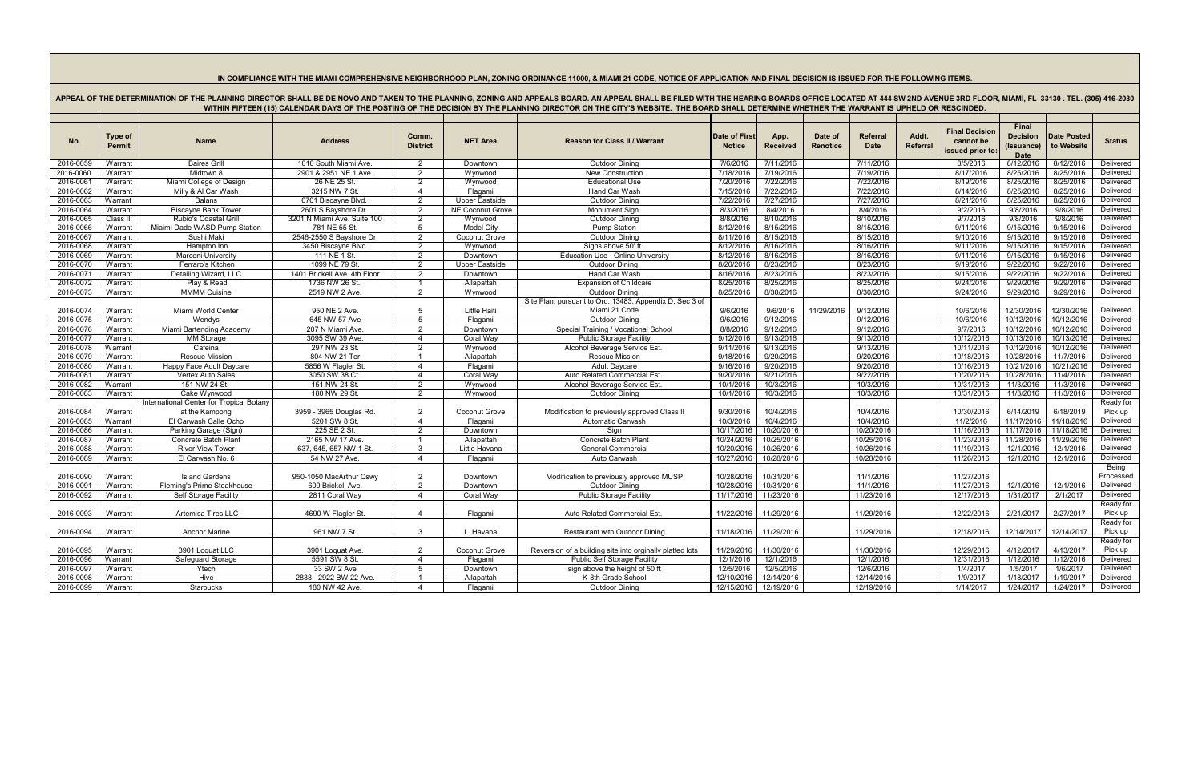**IN COMPLIANCE WITH THE MIAMI COMPREHENSIVE NEIGHBORHOOD PLAN, ZONING ORDINANCE 11000, & MIAMI 21 CODE, NOTICE OF APPLICATION AND FINAL DECISION IS ISSUED FOR THE FOLLOWING ITEMS.**

**APPEAL OF THE DETERMINATION OF THE PLANNING DIRECTOR SHALL BE DE NOVO AND TAKEN TO THE PLANNING, ZONING AND APPEALS BOARD. AN APPEAL SHALL BE FILED WITH THE HEARING BOARDS OFFICE LOCATED AT 444 SW 2ND AVENUE 3RD FLOOR, MIAMI, FL 33130 . TEL. (305) 416-2030 WITHIN FIFTEEN (15) CALENDAR DAYS OF THE POSTING OF THE DECISION BY THE PLANNING DIRECTOR ON THE CITY'S WEBSITE. THE BOARD SHALL DETERMINE WHETHER THE WARRANT IS UPHELD OR RESCINDED.**

| No. | Type of Permit | Name | Address | Comm. District | NET Area | Reason for Class II / Warrant | Date of First Notice | App. Received | Date of Renotice | Referral Date | Addt. Referral | Final Decision cannot be issued prior to: | Final Decision (Issuance) Date | Date Posted to Website | Status |
|---|---|---|---|---|---|---|---|---|---|---|---|---|---|---|---|
| 2016-0059 | Warrant | Baires Grill | 1010 South Miami Ave. | 2 | Downtown | Outdoor Dining | 7/6/2016 | 7/11/2016 | | 7/11/2016 | | 8/5/2016 | 8/12/2016 | 8/12/2016 | Delivered |
| 2016-0060 | Warrant | Midtown 8 | 2901 & 2951 NE 1 Ave. | 2 | Wynwood | New Construction | 7/18/2016 | 7/19/2016 | | 7/19/2016 | | 8/17/2016 | 8/25/2016 | 8/25/2016 | Delivered |
| 2016-0061 | Warrant | Miami College of Design | 26 NE 25 St. | 2 | Wynwood | Educational Use | 7/20/2016 | 7/22/2016 | | 7/22/2016 | | 8/19/2016 | 8/25/2016 | 8/25/2016 | Delivered |
| 2016-0062 | Warrant | Milly & Al Car Wash | 3215 NW 7 St. | 4 | Flagami | Hand Car Wash | 7/15/2016 | 7/22/2016 | | 7/22/2016 | | 8/14/2016 | 8/25/2016 | 8/25/2016 | Delivered |
| 2016-0063 | Warrant | Balans | 6701 Biscayne Blvd. | 2 | Upper Eastside | Outdoor Dining | 7/22/2016 | 7/27/2016 | | 7/27/2016 | | 8/21/2016 | 8/25/2016 | 8/25/2016 | Delivered |
| 2016-0064 | Warrant | Biscayne Bank Tower | 2601 S Bayshore Dr. | 2 | NE Coconut Grove | Monument Sign | 8/3/2016 | 8/4/2016 | | 8/4/2016 | | 9/2/2016 | 9/8/2016 | 9/8/2016 | Delivered |
| 2016-0065 | Class II | Rubio's Coastal Grill | 3201 N Miami Ave. Suite 100 | 2 | Wynwood | Outdoor Dining | 8/8/2016 | 8/10/2016 | | 8/10/2016 | | 9/7/2016 | 9/8/2016 | 9/8/2016 | Delivered |
| 2016-0066 | Warrant | Miaimi Dade WASD Pump Station | 781 NE 55 St. | 5 | Model City | Pump Station | 8/12/2016 | 8/15/2016 | | 8/15/2016 | | 9/11/2016 | 9/15/2016 | 9/15/2016 | Delivered |
| 2016-0067 | Warrant | Sushi Maki | 2546-2550 S Bayshore Dr. | 2 | Coconut Grove | Outdoor Dining | 8/11/2016 | 8/15/2016 | | 8/15/2016 | | 9/10/2016 | 9/15/2016 | 9/15/2016 | Delivered |
| 2016-0068 | Warrant | Hampton Inn | 3450 Biscayne Blvd. | 2 | Wynwood | Signs above 50' ft. | 8/12/2016 | 8/16/2016 | | 8/16/2016 | | 9/11/2016 | 9/15/2016 | 9/15/2016 | Delivered |
| 2016-0069 | Warrant | Marconi University | 111 NE 1 St. | 2 | Downtown | Education Use - Online University | 8/12/2016 | 8/16/2016 | | 8/16/2016 | | 9/11/2016 | 9/15/2016 | 9/15/2016 | Delivered |
| 2016-0070 | Warrant | Ferraro's Kitchen | 1099 NE 79 St. | 2 | Upper Eastside | Outdoor Dining | 8/20/2016 | 8/23/2016 | | 8/23/2016 | | 9/19/2016 | 9/22/2016 | 9/22/2016 | Delivered |
| 2016-0071 | Warrant | Detailing Wizard, LLC | 1401 Brickell Ave. 4th Floor | 2 | Downtown | Hand Car Wash | 8/16/2016 | 8/23/2016 | | 8/23/2016 | | 9/15/2016 | 9/22/2016 | 9/22/2016 | Delivered |
| 2016-0072 | Warrant | Play & Read | 1736 NW 26 St. | 1 | Allapattah | Expansion of Childcare | 8/25/2016 | 8/25/2016 | | 8/25/2016 | | 9/24/2016 | 9/29/2016 | 9/29/2016 | Delivered |
| 2016-0073 | Warrant | MMMM Cuisine | 2519 NW 2 Ave. | 2 | Wynwood | Outdoor Dining | 8/25/2016 | 8/30/2016 | | 8/30/2016 | | 9/24/2016 | 9/29/2016 | 9/29/2016 | Delivered |
| 2016-0074 | Warrant | Miami World Center | 950 NE 2 Ave. | 5 | Little Haiti | Site Plan, pursuant to Ord. 13483, Appendix D, Sec 3 of Miami 21 Code | 9/6/2016 | 9/6/2016 | 11/29/2016 | 9/12/2016 | | 10/6/2016 | 12/30/2016 | 12/30/2016 | Delivered |
| 2016-0075 | Warrant | Wendys | 645 NW 57 Ave | 5 | Flagami | Outdoor Dining | 9/6/2016 | 9/12/2016 | | 9/12/2016 | | 10/6/2016 | 10/12/2016 | 10/12/2016 | Delivered |
| 2016-0076 | Warrant | Miami Bartending Academy | 207 N Miami Ave. | 2 | Downtown | Special Training / Vocational School | 8/8/2016 | 9/12/2016 | | 9/12/2016 | | 9/7/2016 | 10/12/2016 | 10/12/2016 | Delivered |
| 2016-0077 | Warrant | MM Storage | 3095 SW 39 Ave. | 4 | Coral Way | Public Storage Facility | 9/12/2016 | 9/13/2016 | | 9/13/2016 | | 10/12/2016 | 10/13/2016 | 10/13/2016 | Delivered |
| 2016-0078 | Warrant | Cafeina | 297 NW 23 St. | 2 | Wynwood | Alcohol Beverage Service Est. | 9/11/2016 | 9/13/2016 | | 9/13/2016 | | 10/11/2016 | 10/12/2016 | 10/12/2016 | Delivered |
| 2016-0079 | Warrant | Rescue Mission | 804 NW 21 Ter | 1 | Allapattah | Rescue Mission | 9/18/2016 | 9/20/2016 | | 9/20/2016 | | 10/18/2016 | 10/28/2016 | 11/7/2016 | Delivered |
| 2016-0080 | Warrant | Happy Face Adult Daycare | 5856 W Flagler St. | 4 | Flagami | Adult Daycare | 9/16/2016 | 9/20/2016 | | 9/20/2016 | | 10/16/2016 | 10/21/2016 | 10/21/2016 | Delivered |
| 2016-0081 | Warrant | Vertex Auto Sales | 3050 SW 38 Ct. | 4 | Coral Way | Auto Related Commercial Est. | 9/20/2016 | 9/21/2016 | | 9/22/2016 | | 10/20/2016 | 10/28/2016 | 11/4/2016 | Delivered |
| 2016-0082 | Warrant | 151 NW 24 St. | 151 NW 24 St. | 2 | Wynwood | Alcohol Beverage Service Est. | 10/1/2016 | 10/3/2016 | | 10/3/2016 | | 10/31/2016 | 11/3/2016 | 11/3/2016 | Delivered |
| 2016-0083 | Warrant | Cake Wynwood | 180 NW 29 St. | 2 | Wynwood | Outdoor Dining | 10/1/2016 | 10/3/2016 | | 10/3/2016 | | 10/31/2016 | 11/3/2016 | 11/3/2016 | Delivered |
| 2016-0084 | Warrant | International Center for Tropical Botany at the Kampong | 3959 - 3965 Douglas Rd. | 2 | Coconut Grove | Modification to previously approved Class II | 9/30/2016 | 10/4/2016 | | 10/4/2016 | | 10/30/2016 | 6/14/2019 | 6/18/2019 | Ready for Pick up |
| 2016-0085 | Warrant | El Carwash Calle Ocho | 5201 SW 8 St. | 4 | Flagami | Automatic Carwash | 10/3/2016 | 10/4/2016 | | 10/4/2016 | | 11/2/2016 | 11/17/2016 | 11/18/2016 | Delivered |
| 2016-0086 | Warrant | Parking Garage (Sign) | 225 SE 2 St. | 2 | Downtown | Sign | 10/17/2016 | 10/20/2016 | | 10/20/2016 | | 11/16/2016 | 11/17/2016 | 11/18/2016 | Delivered |
| 2016-0087 | Warrant | Concrete Batch Plant | 2165 NW 17 Ave. | 1 | Allapattah | Concrete Batch Plant | 10/24/2016 | 10/25/2016 | | 10/25/2016 | | 11/23/2016 | 11/28/2016 | 11/29/2016 | Delivered |
| 2016-0088 | Warrant | River View Tower | 637, 645, 657 NW 1 St. | 3 | Little Havana | General Commercial | 10/20/2016 | 10/26/2016 | | 10/26/2016 | | 11/19/2016 | 12/1/2016 | 12/1/2016 | Delivered |
| 2016-0089 | Warrant | El Carwash No. 6 | 54 NW 27 Ave. | 4 | Flagami | Auto Carwash | 10/27/2016 | 10/28/2016 | | 10/28/2016 | | 11/26/2016 | 12/1/2016 | 12/1/2016 | Delivered |
| 2016-0090 | Warrant | Island Gardens | 950-1050 MacArthur Cswy | 2 | Downtown | Modification to previously approved MUSP | 10/28/2016 | 10/31/2016 | | 11/1/2016 | | 11/27/2016 | | | Being Processed |
| 2016-0091 | Warrant | Fleming's Prime Steakhouse | 600 Brickell Ave. | 2 | Downtown | Outdoor Dining | 10/28/2016 | 10/31/2016 | | 11/1/2016 | | 11/27/2016 | 12/1/2016 | 12/1/2016 | Delivered |
| 2016-0092 | Warrant | Self Storage Facility | 2811 Coral Way | 4 | Coral Way | Public Storage Facility | 11/17/2016 | 11/23/2016 | | 11/23/2016 | | 12/17/2016 | 1/31/2017 | 2/1/2017 | Delivered |
| 2016-0093 | Warrant | Artemisa Tires LLC | 4690 W Flagler St. | 4 | Flagami | Auto Related Commercial Est. | 11/22/2016 | 11/29/2016 | | 11/29/2016 | | 12/22/2016 | 2/21/2017 | 2/27/2017 | Ready for Pick up |
| 2016-0094 | Warrant | Anchor Marine | 961 NW 7 St. | 3 | L. Havana | Restaurant with Outdoor Dining | 11/18/2016 | 11/29/2016 | | 11/29/2016 | | 12/18/2016 | 12/14/2017 | 12/14/2017 | Ready for Pick up |
| 2016-0095 | Warrant | 3901 Loquat LLC | 3901 Loquat Ave. | 2 | Coconut Grove | Reversion of a building site into orginally platted lots | 11/29/2016 | 11/30/2016 | | 11/30/2016 | | 12/29/2016 | 4/12/2017 | 4/13/2017 | Ready for Pick up |
| 2016-0096 | Warrant | Safeguard Storage | 5591 SW 8 St. | 4 | Flagami | Public Self Storage Facility | 12/1/2016 | 12/1/2016 | | 12/1/2016 | | 12/31/2016 | 1/12/2016 | 1/12/2016 | Delivered |
| 2016-0097 | Warrant | Ytech | 33 SW 2 Ave | 5 | Downtown | sign above the height of 50 ft | 12/5/2016 | 12/5/2016 | | 12/6/2016 | | 1/4/2017 | 1/5/2017 | 1/6/2017 | Delivered |
| 2016-0098 | Warrant | Hive | 2838 - 2922 BW 22 Ave. | 1 | Allapattah | K-8th Grade School | 12/10/2016 | 12/14/2016 | | 12/14/2016 | | 1/9/2017 | 1/18/2017 | 1/19/2017 | Delivered |
| 2016-0099 | Warrant | Starbucks | 180 NW 42 Ave. | 4 | Flagami | Outdoor Dining | 12/15/2016 | 12/19/2016 | | 12/19/2016 | | 1/14/2017 | 1/24/2017 | 1/24/2017 | Delivered |